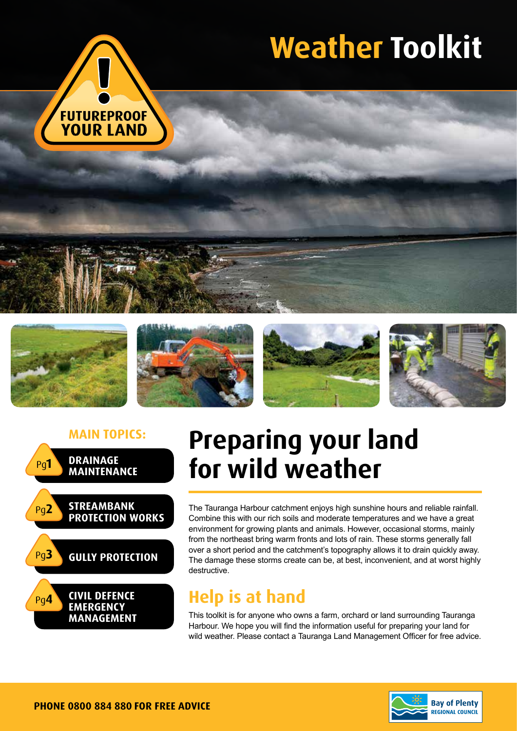# Weather Toolkit

FUTUREPROOF YOUR LAND

**MAIN TOPICS:**

- Pg1 **DRAINAGE MAINTENANCE**
- Pg2 **STREAMBANK PROTECTION WORKS**
- Pg3 **GULLY PROTECTION**
- Pg4 **CIVIL DEFENCE EMERGENCY MANAGEMENT**

# Preparing your land for wild weather

The Tauranga Harbour catchment enjoys high sunshine hours and reliable rainfall. Combine this with our rich soils and moderate temperatures and we have a great environment for growing plants and animals. However, occasional storms, mainly from the northeast bring warm fronts and lots of rain. These storms generally fall over a short period and the catchment's topography allows it to drain quickly away. The damage these storms create can be, at best, inconvenient, and at worst highly destructive.

## Help is at hand

This toolkit is for anyone who owns a farm, orchard or land surrounding Tauranga Harbour. We hope you will find the information useful for preparing your land for wild weather. Please contact a Tauranga Land Management Officer for free advice.

**PHONE 0800 884 880 FOR FREE ADVICE**

Bay of Plenty REGIONAL COUNCIL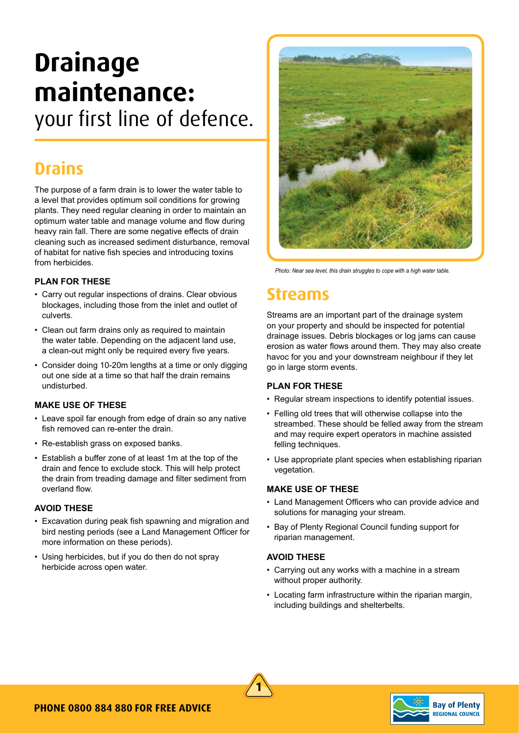# Drainage maintenance: your first line of defence.

## Drains

The purpose of a farm drain is to lower the water table to a level that provides optimum soil conditions for growing plants. They need regular cleaning in order to maintain an optimum water table and manage volume and flow during heavy rain fall. There are some negative effects of drain cleaning such as increased sediment disturbance, removal of habitat for native fish species and introducing toxins from herbicides.

### PLAN FOR THESE

- Carry out regular inspections of drains. Clear obvious blockages, including those from the inlet and outlet of culverts.
- Clean out farm drains only as required to maintain the water table. Depending on the adjacent land use, a clean-out might only be required every five years.
- Consider doing 10-20m lengths at a time or only digging out one side at a time so that half the drain remains undisturbed.

### MAKE USE OF THESE

- Leave spoil far enough from edge of drain so any native fish removed can re-enter the drain.
- Re-establish grass on exposed banks.
- Establish a buffer zone of at least 1m at the top of the drain and fence to exclude stock. This will help protect the drain from treading damage and filter sediment from overland flow.

### AVOID THESE

- Excavation during peak fish spawning and migration and bird nesting periods (see a Land Management Officer for more information on these periods).
- Using herbicides, but if you do then do not spray herbicide across open water.

*Photo: Near sea level, this drain struggles to cope with a high water table.*

## Streams

Streams are an important part of the drainage system on your property and should be inspected for potential drainage issues. Debris blockages or log jams can cause erosion as water flows around them. They may also create havoc for you and your downstream neighbour if they let go in large storm events.

### PLAN FOR THESE

- Regular stream inspections to identify potential issues.
- Felling old trees that will otherwise collapse into the streambed. These should be felled away from the stream and may require expert operators in machine assisted felling techniques.
- Use appropriate plant species when establishing riparian vegetation.

### MAKE USE OF THESE

- Land Management Officers who can provide advice and solutions for managing your stream.
- Bay of Plenty Regional Council funding support for riparian management.

### AVOID THESE

- Carrying out any works with a machine in a stream without proper authority.
- Locating farm infrastructure within the riparian margin, including buildings and shelterbelts.

**PHONE 0800 884 880 FOR FREE ADVICE**

Bay of Plenty REGIONAL COUNCIL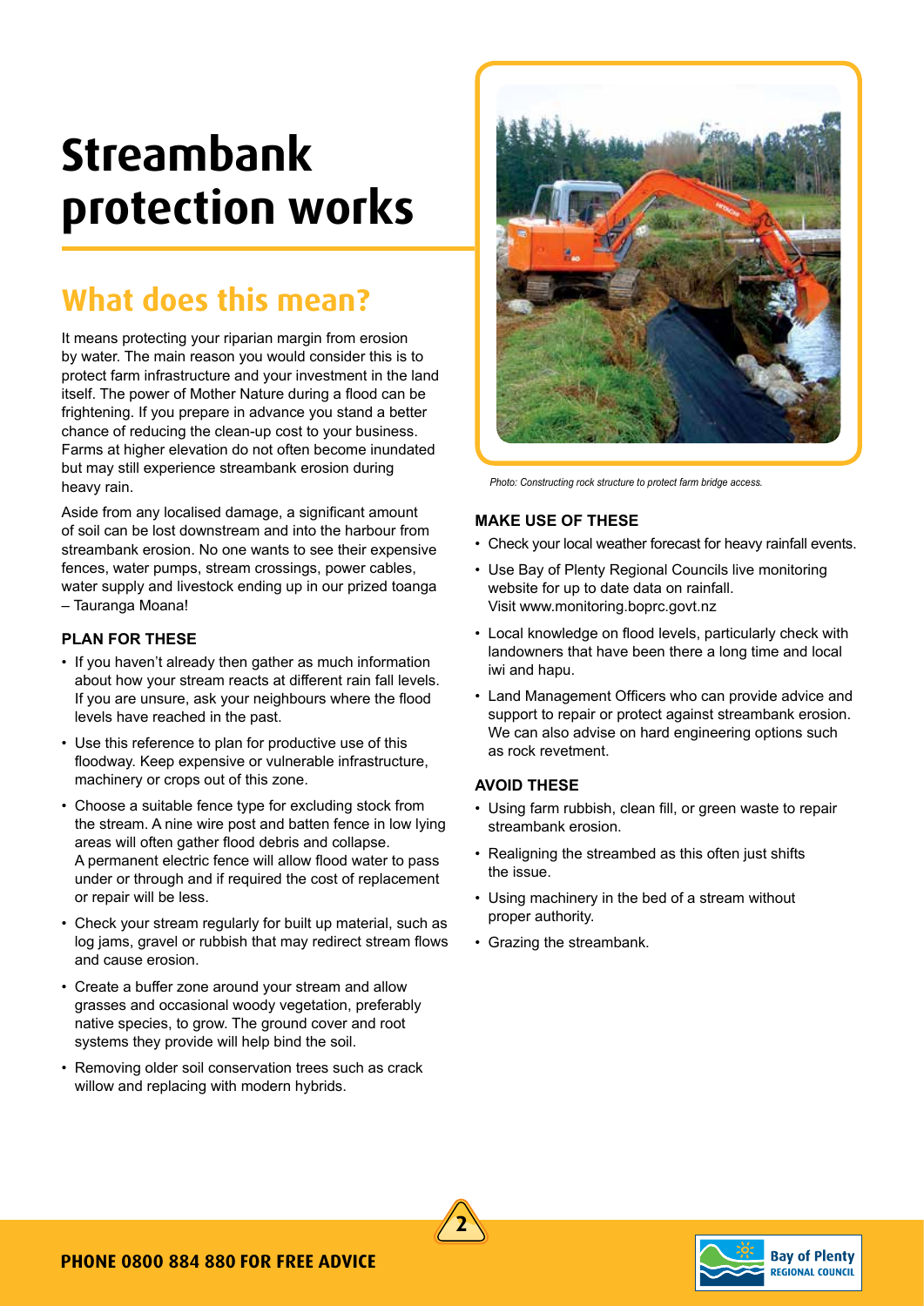# Streambank protection works

## What does this mean?

It means protecting your riparian margin from erosion by water. The main reason you would consider this is to protect farm infrastructure and your investment in the land itself. The power of Mother Nature during a flood can be frightening. If you prepare in advance you stand a better chance of reducing the clean-up cost to your business. Farms at higher elevation do not often become inundated but may still experience streambank erosion during heavy rain.

Aside from any localised damage, a significant amount of soil can be lost downstream and into the harbour from streambank erosion. No one wants to see their expensive fences, water pumps, stream crossings, power cables, water supply and livestock ending up in our prized toanga – Tauranga Moana!

### PLAN FOR THESE

- If you haven't already then gather as much information about how your stream reacts at different rain fall levels. If you are unsure, ask your neighbours where the flood levels have reached in the past.
- Use this reference to plan for productive use of this floodway. Keep expensive or vulnerable infrastructure, machinery or crops out of this zone.
- Choose a suitable fence type for excluding stock from the stream. A nine wire post and batten fence in low lying areas will often gather flood debris and collapse. A permanent electric fence will allow flood water to pass under or through and if required the cost of replacement or repair will be less.
- Check your stream regularly for built up material, such as log jams, gravel or rubbish that may redirect stream flows and cause erosion.
- Create a buffer zone around your stream and allow grasses and occasional woody vegetation, preferably native species, to grow. The ground cover and root systems they provide will help bind the soil.
- Removing older soil conservation trees such as crack willow and replacing with modern hybrids.

*Photo: Constructing rock structure to protect farm bridge access.*

### MAKE USE OF THESE

- Check your local weather forecast for heavy rainfall events.
- Use Bay of Plenty Regional Councils live monitoring website for up to date data on rainfall. Visit www.monitoring.boprc.govt.nz
- Local knowledge on flood levels, particularly check with landowners that have been there a long time and local iwi and hapu.
- Land Management Officers who can provide advice and support to repair or protect against streambank erosion. We can also advise on hard engineering options such as rock revetment.

### AVOID THESE

- Using farm rubbish, clean fill, or green waste to repair streambank erosion.
- Realigning the streambed as this often just shifts the issue.
- Using machinery in the bed of a stream without proper authority.
- Grazing the streambank.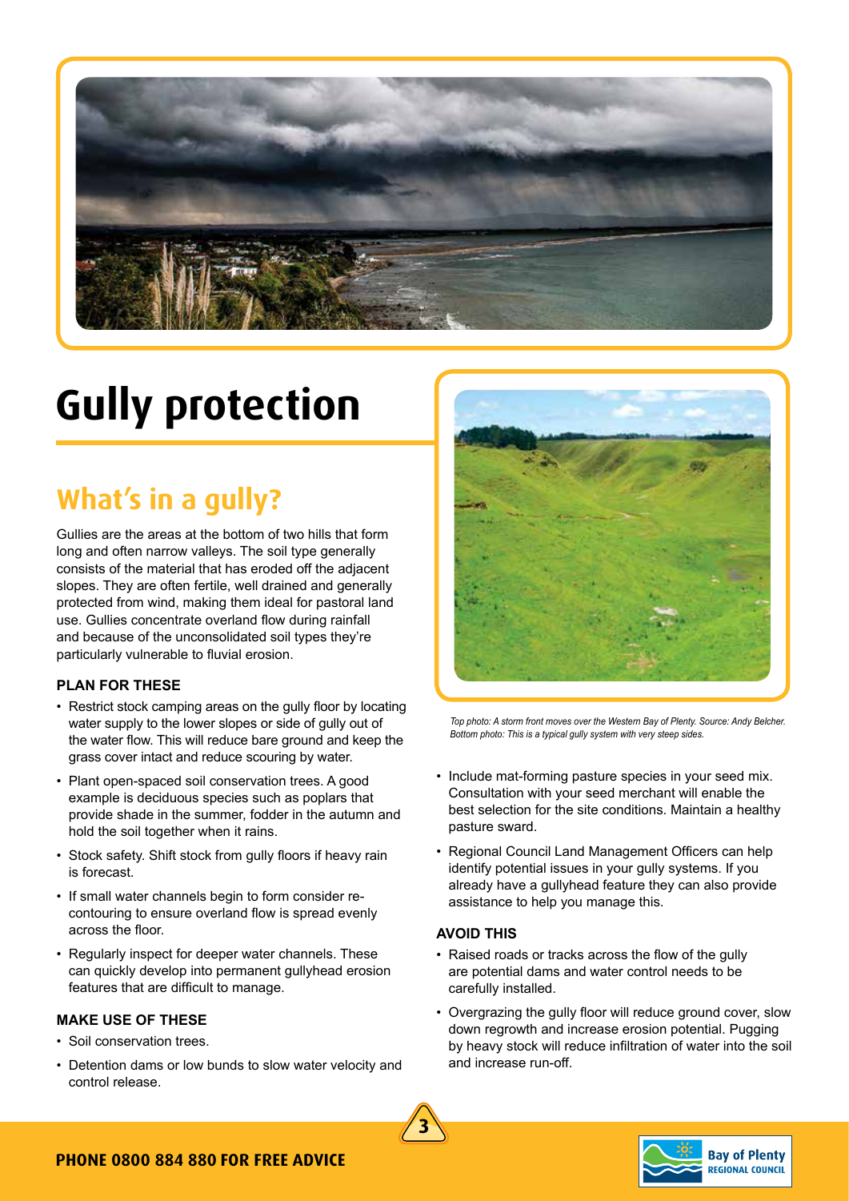# Gully protection

## What's in a gully?

Gullies are the areas at the bottom of two hills that form long and often narrow valleys. The soil type generally consists of the material that has eroded off the adjacent slopes. They are often fertile, well drained and generally protected from wind, making them ideal for pastoral land use. Gullies concentrate overland flow during rainfall and because of the unconsolidated soil types they're particularly vulnerable to fluvial erosion.

### PLAN FOR THESE

- Restrict stock camping areas on the gully floor by locating water supply to the lower slopes or side of gully out of the water flow. This will reduce bare ground and keep the grass cover intact and reduce scouring by water.
- Plant open-spaced soil conservation trees. A good example is deciduous species such as poplars that provide shade in the summer, fodder in the autumn and hold the soil together when it rains.
- Stock safety. Shift stock from gully floors if heavy rain is forecast.
- If small water channels begin to form consider re-contouring to ensure overland flow is spread evenly across the floor.
- Regularly inspect for deeper water channels. These can quickly develop into permanent gullyhead erosion features that are difficult to manage.

### MAKE USE OF THESE

- Soil conservation trees.
- Detention dams or low bunds to slow water velocity and control release.

*Top photo: A storm front moves over the Western Bay of Plenty. Source: Andy Belcher.*
*Bottom photo: This is a typical gully system with very steep sides.*

- Include mat-forming pasture species in your seed mix. Consultation with your seed merchant will enable the best selection for the site conditions. Maintain a healthy pasture sward.
- Regional Council Land Management Officers can help identify potential issues in your gully systems. If you already have a gullyhead feature they can also provide assistance to help you manage this.

### AVOID THIS

- Raised roads or tracks across the flow of the gully are potential dams and water control needs to be carefully installed.
- Overgrazing the gully floor will reduce ground cover, slow down regrowth and increase erosion potential. Pugging by heavy stock will reduce infiltration of water into the soil and increase run-off.

**PHONE 0800 884 880 FOR FREE ADVICE**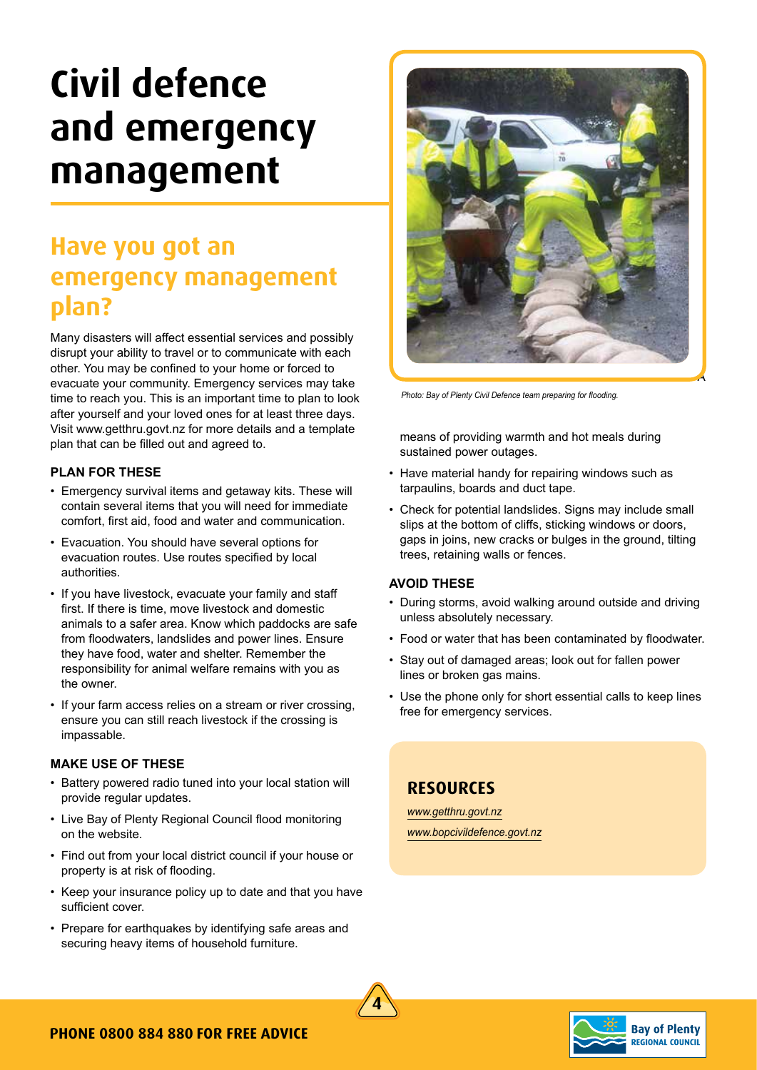# Civil defence and emergency management

## Have you got an emergency management plan?

Many disasters will affect essential services and possibly disrupt your ability to travel or to communicate with each other. You may be confined to your home or forced to evacuate your community. Emergency services may take time to reach you. This is an important time to plan to look after yourself and your loved ones for at least three days. Visit www.getthru.govt.nz for more details and a template plan that can be filled out and agreed to.

### PLAN FOR THESE

- Emergency survival items and getaway kits. These will contain several items that you will need for immediate comfort, first aid, food and water and communication.
- Evacuation. You should have several options for evacuation routes. Use routes specified by local authorities.
- If you have livestock, evacuate your family and staff first. If there is time, move livestock and domestic animals to a safer area. Know which paddocks are safe from floodwaters, landslides and power lines. Ensure they have food, water and shelter. Remember the responsibility for animal welfare remains with you as the owner.
- If your farm access relies on a stream or river crossing, ensure you can still reach livestock if the crossing is impassable.

### MAKE USE OF THESE

- Battery powered radio tuned into your local station will provide regular updates.
- Live Bay of Plenty Regional Council flood monitoring on the website.
- Find out from your local district council if your house or property is at risk of flooding.
- Keep your insurance policy up to date and that you have sufficient cover.
- Prepare for earthquakes by identifying safe areas and securing heavy items of household furniture.

*Photo: Bay of Plenty Civil Defence team preparing for flooding.*

means of providing warmth and hot meals during sustained power outages.

- Have material handy for repairing windows such as tarpaulins, boards and duct tape.
- Check for potential landslides. Signs may include small slips at the bottom of cliffs, sticking windows or doors, gaps in joins, new cracks or bulges in the ground, tilting trees, retaining walls or fences.

### AVOID THESE

- During storms, avoid walking around outside and driving unless absolutely necessary.
- Food or water that has been contaminated by floodwater.
- Stay out of damaged areas; look out for fallen power lines or broken gas mains.
- Use the phone only for short essential calls to keep lines free for emergency services.

## RESOURCES

*www.getthru.govt.nz*

*www.bopcivildefence.govt.nz*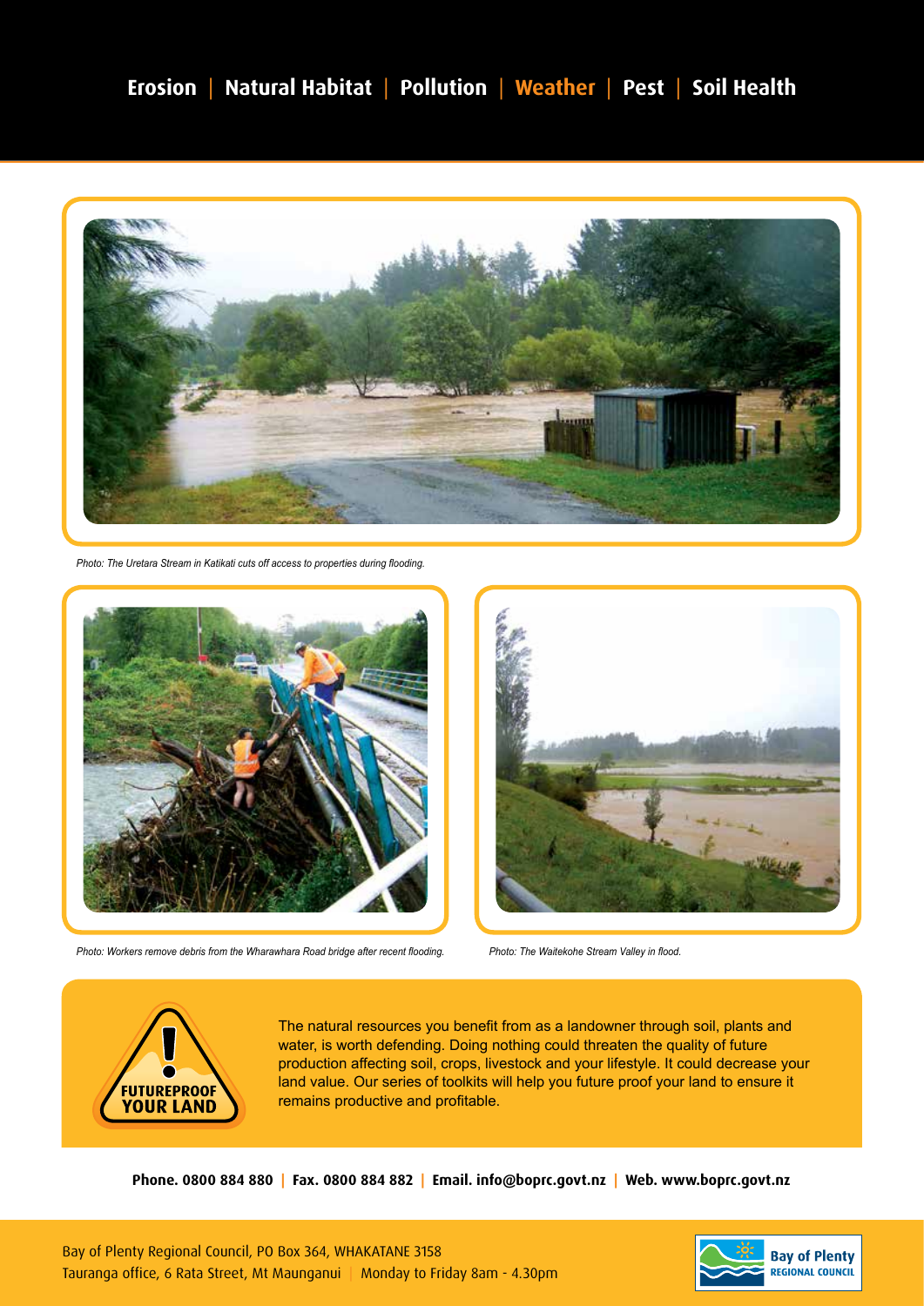**Erosion** | **Natural Habitat** | **Pollution** | **Weather** | **Pest** | **Soil Health**

*Photo: The Uretara Stream in Katikati cuts off access to properties during flooding.*

*Photo: Workers remove debris from the Wharawhara Road bridge after recent flooding.*

*Photo: The Waitekohe Stream Valley in flood.*

**FUTUREPROOF YOUR LAND**

The natural resources you benefit from as a landowner through soil, plants and water, is worth defending. Doing nothing could threaten the quality of future production affecting soil, crops, livestock and your lifestyle. It could decrease your land value. Our series of toolkits will help you future proof your land to ensure it remains productive and profitable.

**Phone. 0800 884 880** | **Fax. 0800 884 882** | **Email. info@boprc.govt.nz** | **Web. www.boprc.govt.nz**

Bay of Plenty Regional Council, PO Box 364, WHAKATANE 3158
Tauranga office, 6 Rata Street, Mt Maunganui | Monday to Friday 8am - 4.30pm

Bay of Plenty REGIONAL COUNCIL